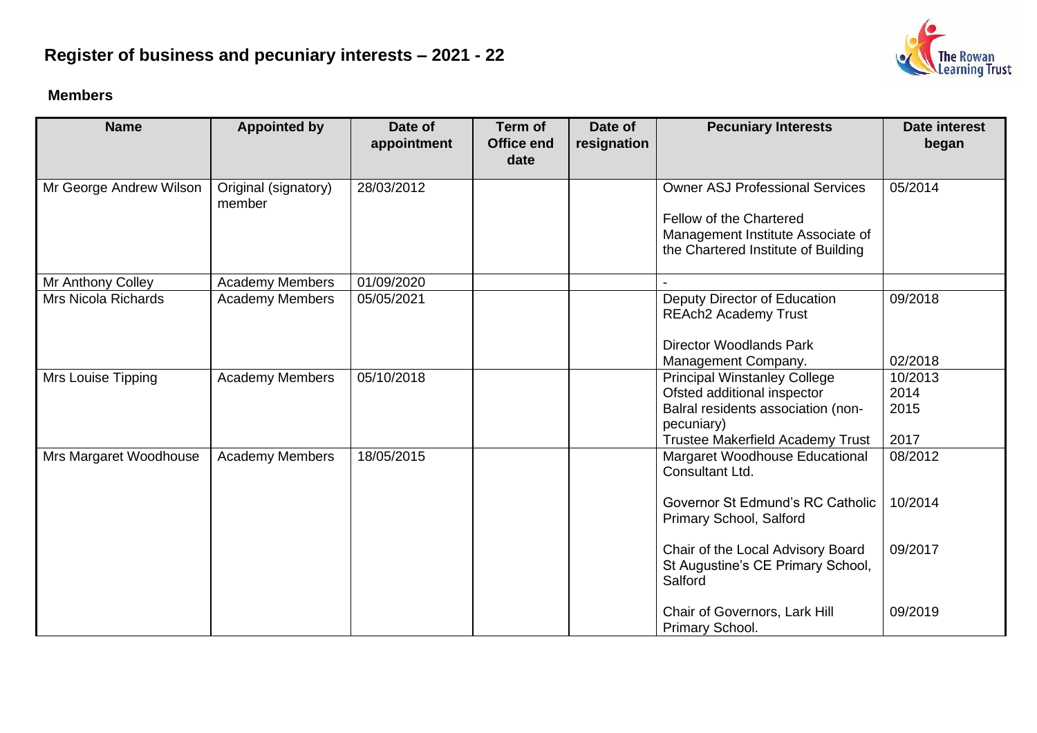# Register of business and pecuniary interests – 2021 - 22

## Members

| Name | Appointed by | Date of appointment | Term of Office end date | Date of resignation | Pecuniary Interests | Date interest began |
|---|---|---|---|---|---|---|
| Mr George Andrew Wilson | Original (signatory) member | 28/03/2012 | | | Owner ASJ Professional Services<br><br>Fellow of the Chartered Management Institute Associate of the Chartered Institute of Building | 05/2014 |
| Mr Anthony Colley | Academy Members | 01/09/2020 | | | - | |
| Mrs Nicola Richards | Academy Members | 05/05/2021 | | | Deputy Director of Education REAch2 Academy Trust<br><br>Director Woodlands Park Management Company. | 09/2018<br><br>02/2018 |
| Mrs Louise Tipping | Academy Members | 05/10/2018 | | | Principal Winstanley College<br>Ofsted additional inspector<br>Balral residents association (non-pecuniary)<br>Trustee Makerfield Academy Trust | 10/2013<br>2014<br>2015<br><br>2017 |
| Mrs Margaret Woodhouse | Academy Members | 18/05/2015 | | | Margaret Woodhouse Educational Consultant Ltd.<br><br>Governor St Edmund's RC Catholic Primary School, Salford<br><br>Chair of the Local Advisory Board St Augustine's CE Primary School, Salford<br><br>Chair of Governors, Lark Hill Primary School. | 08/2012<br><br>10/2014<br><br>09/2017<br><br>09/2019 |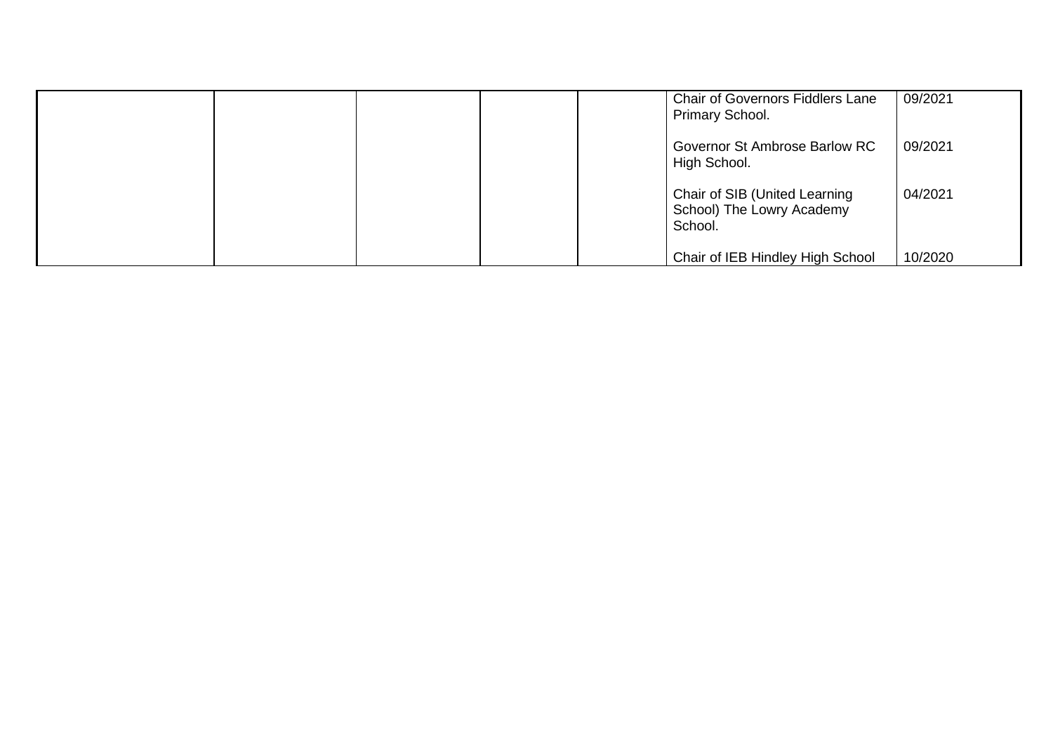| | | | | | | |
|---|---|---|---|---|---|---|
| | | | | | Chair of Governors Fiddlers Lane Primary School.<br><br>Governor St Ambrose Barlow RC High School.<br><br>Chair of SIB (United Learning School) The Lowry Academy School.<br><br>Chair of IEB Hindley High School | 09/2021<br><br>09/2021<br><br>04/2021<br><br>10/2020 |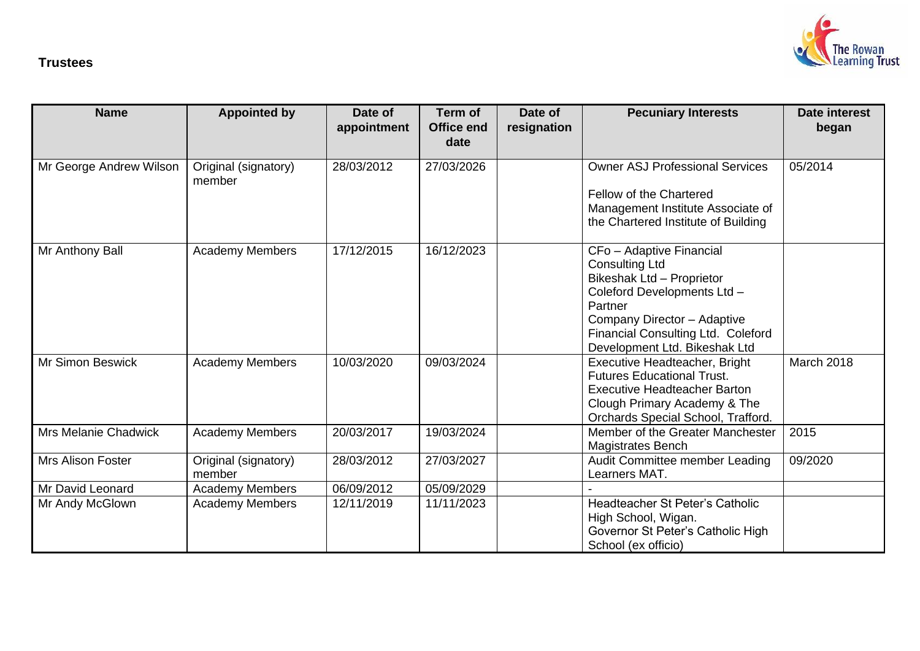**Trustees**

| Name | Appointed by | Date of appointment | Term of Office end date | Date of resignation | Pecuniary Interests | Date interest began |
| --- | --- | --- | --- | --- | --- | --- |
| Mr George Andrew Wilson | Original (signatory) member | 28/03/2012 | 27/03/2026 | | Owner ASJ Professional Services<br><br>Fellow of the Chartered Management Institute Associate of the Chartered Institute of Building | 05/2014 |
| Mr Anthony Ball | Academy Members | 17/12/2015 | 16/12/2023 | | CFo – Adaptive Financial Consulting Ltd<br>Bikeshak Ltd – Proprietor<br>Coleford Developments Ltd – Partner<br>Company Director – Adaptive Financial Consulting Ltd. Coleford Development Ltd. Bikeshak Ltd | |
| Mr Simon Beswick | Academy Members | 10/03/2020 | 09/03/2024 | | Executive Headteacher, Bright Futures Educational Trust.<br>Executive Headteacher Barton Clough Primary Academy & The Orchards Special School, Trafford. | March 2018 |
| Mrs Melanie Chadwick | Academy Members | 20/03/2017 | 19/03/2024 | | Member of the Greater Manchester Magistrates Bench | 2015 |
| Mrs Alison Foster | Original (signatory) member | 28/03/2012 | 27/03/2027 | | Audit Committee member Leading Learners MAT. | 09/2020 |
| Mr David Leonard | Academy Members | 06/09/2012 | 05/09/2029 | | - | |
| Mr Andy McGlown | Academy Members | 12/11/2019 | 11/11/2023 | | Headteacher St Peter's Catholic High School, Wigan.<br>Governor St Peter's Catholic High School (ex officio) | |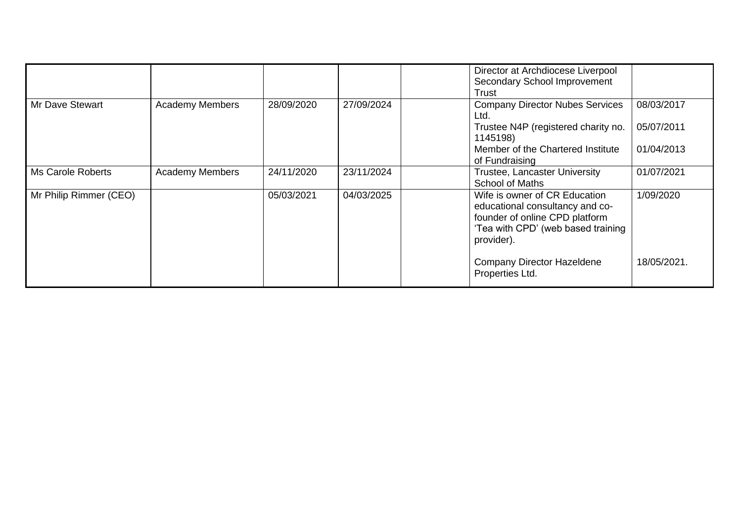| | | | | | | |
|---|---|---|---|---|---|---|
| | | | | | Director at Archdiocese Liverpool Secondary School Improvement Trust | |
| Mr Dave Stewart | Academy Members | 28/09/2020 | 27/09/2024 | | Company Director Nubes Services Ltd.<br>Trustee N4P (registered charity no. 1145198)<br>Member of the Chartered Institute of Fundraising | 08/03/2017<br>05/07/2011<br>01/04/2013 |
| Ms Carole Roberts | Academy Members | 24/11/2020 | 23/11/2024 | | Trustee, Lancaster University School of Maths | 01/07/2021 |
| Mr Philip Rimmer (CEO) | | 05/03/2021 | 04/03/2025 | | Wife is owner of CR Education educational consultancy and co-founder of online CPD platform 'Tea with CPD' (web based training provider).<br><br>Company Director Hazeldene Properties Ltd. | 1/09/2020<br><br>18/05/2021. |